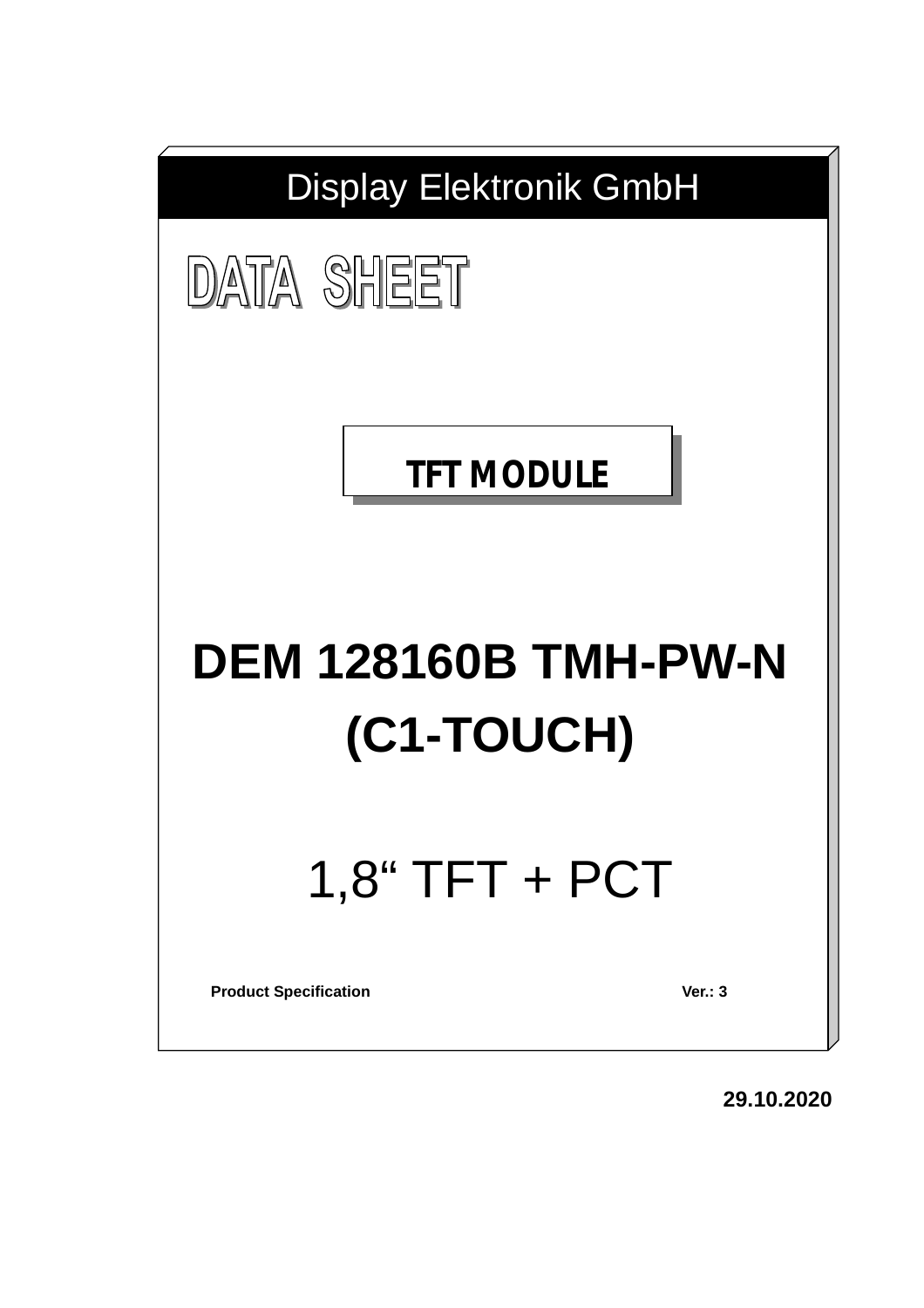Display Elektronik GmbH

# DATA SHEET

**TFT MODULE**

# DEM 128160B TMH-PW-N (C1-TOUCH)

## 1,8“ TFT + PCT

**Product Specification** **Ver.: 3**

**29.10.2020**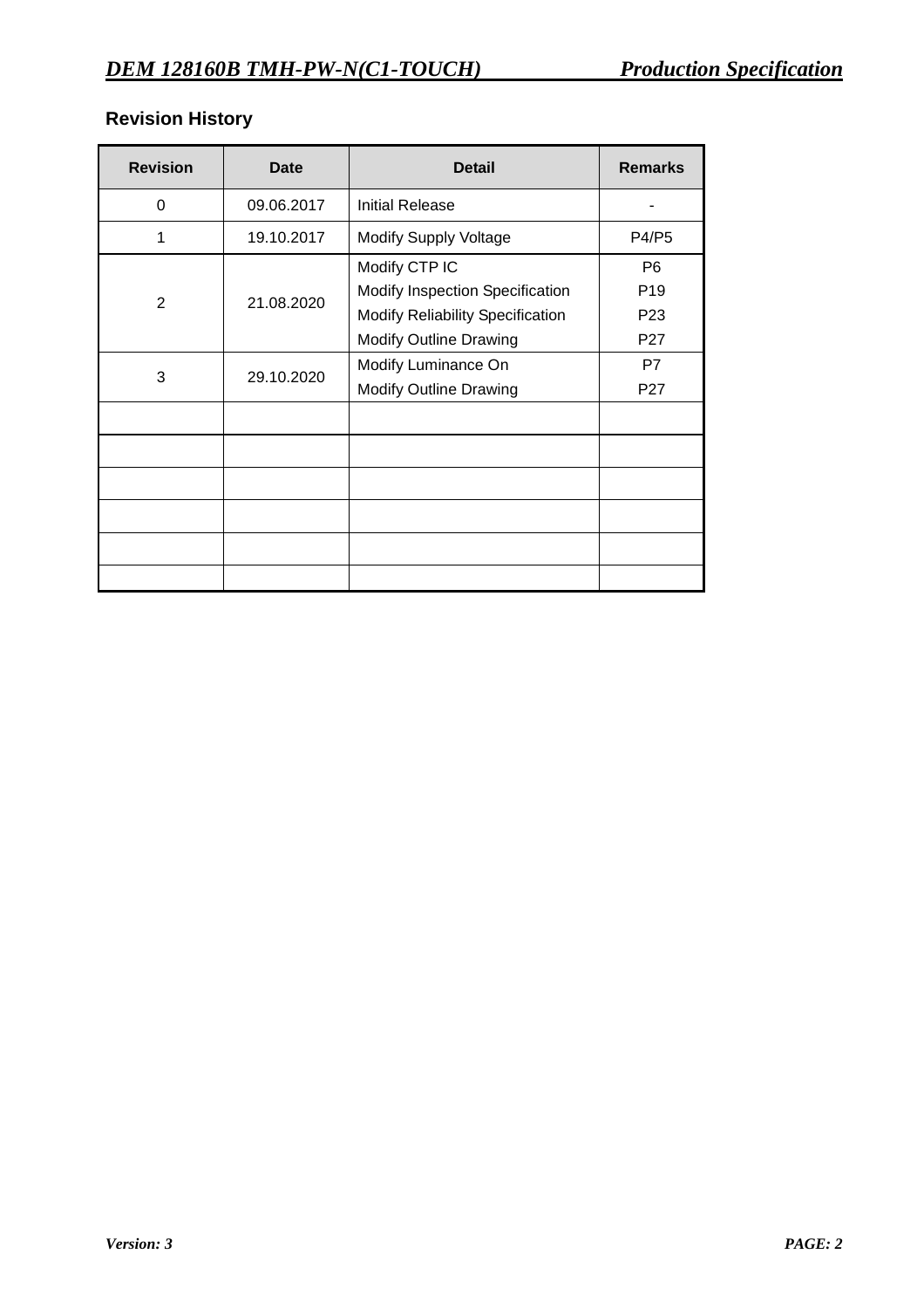## Revision History

| Revision | Date | Detail | Remarks |
|---|---|---|---|
| 0 | 09.06.2017 | Initial Release | - |
| 1 | 19.10.2017 | Modify Supply Voltage | P4/P5 |
| 2 | 21.08.2020 | Modify CTP IC<br>Modify Inspection Specification<br>Modify Reliability Specification<br>Modify Outline Drawing | P6<br>P19<br>P23<br>P27 |
| 3 | 29.10.2020 | Modify Luminance On<br>Modify Outline Drawing | P7<br>P27 |
| | | | |
| | | | |
| | | | |
| | | | |
| | | | |
| | | | |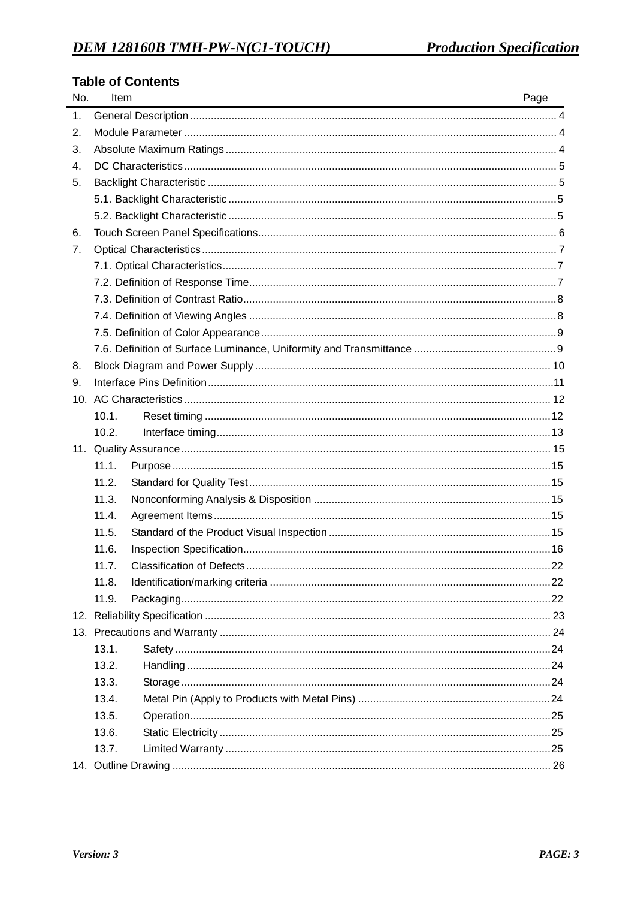## Table of Contents

| No. | Item | Page |
|---|---|---|
| 1. | General Description | 4 |
| 2. | Module Parameter | 4 |
| 3. | Absolute Maximum Ratings | 4 |
| 4. | DC Characteristics | 5 |
| 5. | Backlight Characteristic | 5 |
| | 5.1. Backlight Characteristic | 5 |
| | 5.2. Backlight Characteristic | 5 |
| 6. | Touch Screen Panel Specifications | 6 |
| 7. | Optical Characteristics | 7 |
| | 7.1. Optical Characteristics | 7 |
| | 7.2. Definition of Response Time | 7 |
| | 7.3. Definition of Contrast Ratio | 8 |
| | 7.4. Definition of Viewing Angles | 8 |
| | 7.5. Definition of Color Appearance | 9 |
| | 7.6. Definition of Surface Luminance, Uniformity and Transmittance | 9 |
| 8. | Block Diagram and Power Supply | 10 |
| 9. | Interface Pins Definition | 11 |
| 10. | AC Characteristics | 12 |
| | 10.1. Reset timing | 12 |
| | 10.2. Interface timing | 13 |
| 11. | Quality Assurance | 15 |
| | 11.1. Purpose | 15 |
| | 11.2. Standard for Quality Test | 15 |
| | 11.3. Nonconforming Analysis & Disposition | 15 |
| | 11.4. Agreement Items | 15 |
| | 11.5. Standard of the Product Visual Inspection | 15 |
| | 11.6. Inspection Specification | 16 |
| | 11.7. Classification of Defects | 22 |
| | 11.8. Identification/marking criteria | 22 |
| | 11.9. Packaging | 22 |
| 12. | Reliability Specification | 23 |
| 13. | Precautions and Warranty | 24 |
| | 13.1. Safety | 24 |
| | 13.2. Handling | 24 |
| | 13.3. Storage | 24 |
| | 13.4. Metal Pin (Apply to Products with Metal Pins) | 24 |
| | 13.5. Operation | 25 |
| | 13.6. Static Electricity | 25 |
| | 13.7. Limited Warranty | 25 |
| 14. | Outline Drawing | 26 |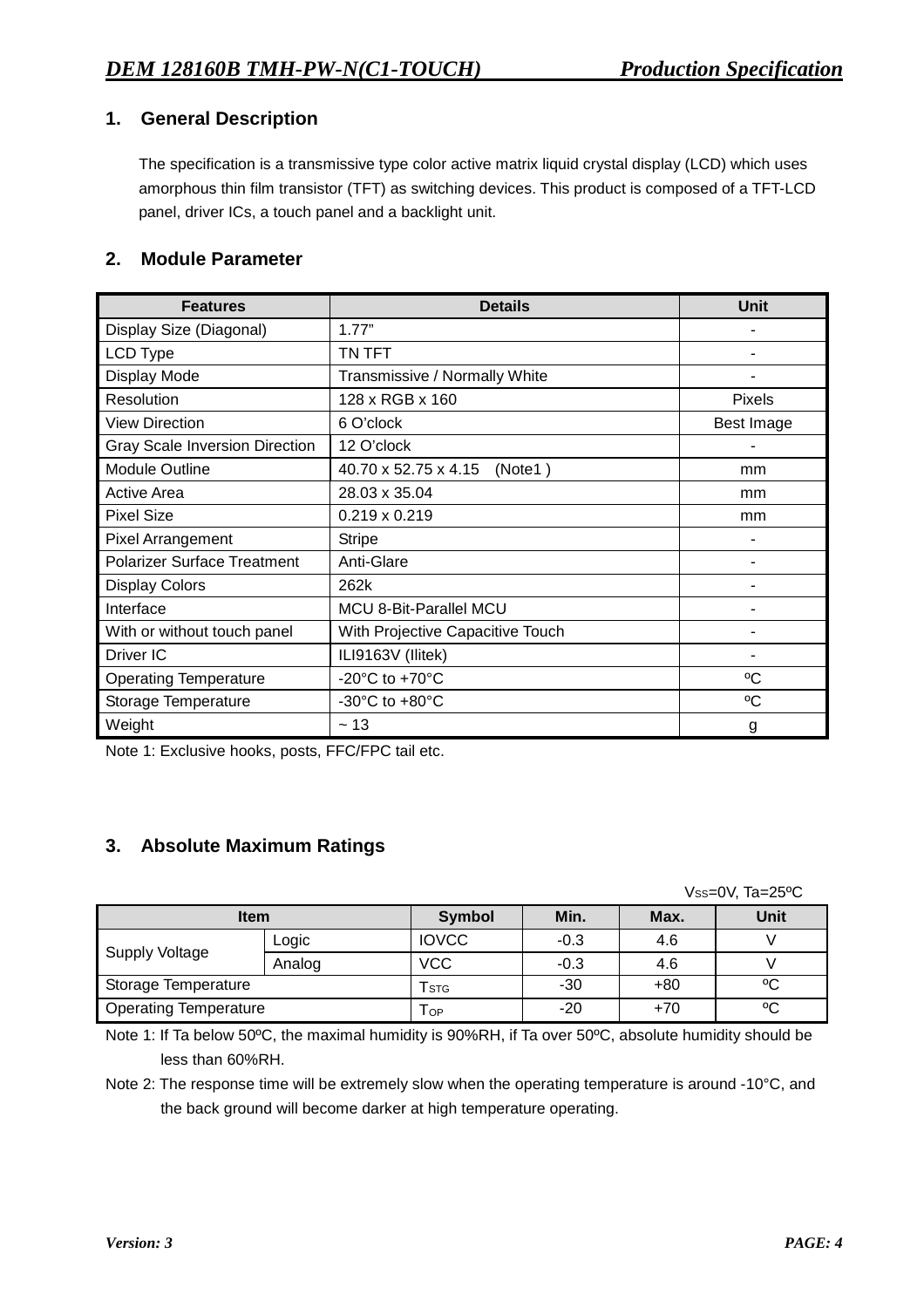## 1. General Description

The specification is a transmissive type color active matrix liquid crystal display (LCD) which uses amorphous thin film transistor (TFT) as switching devices. This product is composed of a TFT-LCD panel, driver ICs, a touch panel and a backlight unit.

## 2. Module Parameter

| Features | Details | Unit |
|---|---|---|
| Display Size (Diagonal) | 1.77" | - |
| LCD Type | TN TFT | - |
| Display Mode | Transmissive / Normally White | - |
| Resolution | 128 x RGB x 160 | Pixels |
| View Direction | 6 O'clock | Best Image |
| Gray Scale Inversion Direction | 12 O'clock | - |
| Module Outline | 40.70 x 52.75 x 4.15 (Note1 ) | mm |
| Active Area | 28.03 x 35.04 | mm |
| Pixel Size | 0.219 x 0.219 | mm |
| Pixel Arrangement | Stripe | - |
| Polarizer Surface Treatment | Anti-Glare | - |
| Display Colors | 262k | - |
| Interface | MCU 8-Bit-Parallel MCU | - |
| With or without touch panel | With Projective Capacitive Touch | - |
| Driver IC | ILI9163V (Ilitek) | - |
| Operating Temperature | -20°C to +70°C | ºC |
| Storage Temperature | -30°C to +80°C | ºC |
| Weight | ~ 13 | g |

Note 1: Exclusive hooks, posts, FFC/FPC tail etc.

## 3. Absolute Maximum Ratings

$V_{SS}$=0V, Ta=25ºC

| Item | | Symbol | Min. | Max. | Unit |
|---|---|---|---|---|---|
| Supply Voltage | Logic | IOVCC | -0.3 | 4.6 | V |
| | Analog | VCC | -0.3 | 4.6 | V |
| Storage Temperature | | $T_{STG}$ | -30 | +80 | ºC |
| Operating Temperature | | $T_{OP}$ | -20 | +70 | ºC |

Note 1: If Ta below 50ºC, the maximal humidity is 90%RH, if Ta over 50ºC, absolute humidity should be less than 60%RH.

Note 2: The response time will be extremely slow when the operating temperature is around -10°C, and the back ground will become darker at high temperature operating.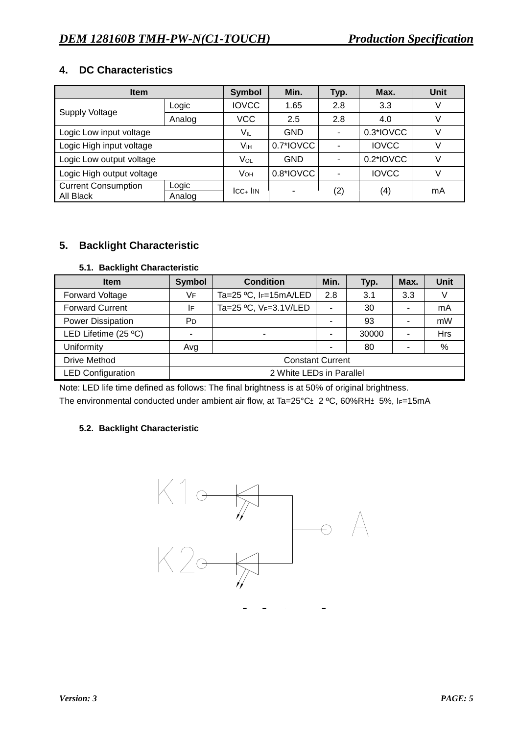## 4. DC Characteristics

| Item | | Symbol | Min. | Typ. | Max. | Unit |
|---|---|---|---|---|---|---|
| Supply Voltage | Logic | IOVCC | 1.65 | 2.8 | 3.3 | V |
| | Analog | VCC | 2.5 | 2.8 | 4.0 | V |
| Logic Low input voltage | | $V_{IL}$ | GND | - | 0.3*IOVCC | V |
| Logic High input voltage | | $V_{IH}$ | 0.7*IOVCC | - | IOVCC | V |
| Logic Low output voltage | | $V_{OL}$ | GND | - | 0.2*IOVCC | V |
| Logic High output voltage | | $V_{OH}$ | 0.8*IOVCC | - | IOVCC | V |
| Current Consumption All Black | Logic | $I_{CC}$+ $I_{IN}$ | - | (2) | (4) | mA |
| | Analog | | | | | |

## 5. Backlight Characteristic

### 5.1. Backlight Characteristic

| Item | Symbol | Condition | Min. | Typ. | Max. | Unit |
|---|---|---|---|---|---|---|
| Forward Voltage | $V_F$ | Ta=25 ºC, $I_F$=15mA/LED | 2.8 | 3.1 | 3.3 | V |
| Forward Current | $I_F$ | Ta=25 ºC, $V_F$=3.1V/LED | - | 30 | - | mA |
| Power Dissipation | $P_D$ | | - | 93 | - | mW |
| LED Lifetime (25 ºC) | - | - | - | 30000 | - | Hrs |
| Uniformity | Avg | | - | 80 | - | % |
| Drive Method | Constant Current | | | | | |
| LED Configuration | 2 White LEDs in Parallel | | | | | |

Note: LED life time defined as follows: The final brightness is at 50% of original brightness.

The environmental conducted under ambient air flow, at Ta=25°C± 2 ºC, 60%RH± 5%, $I_F$=15mA

### 5.2. Backlight Characteristic

K1 K2 A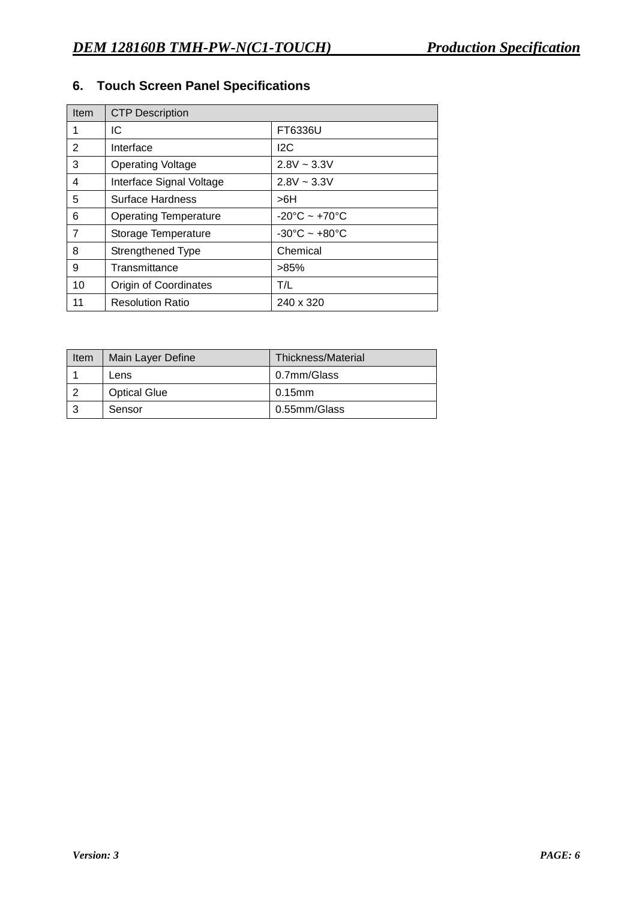## 6. Touch Screen Panel Specifications

| Item | CTP Description | |
|---|---|---|
| 1 | IC | FT6336U |
| 2 | Interface | I2C |
| 3 | Operating Voltage | 2.8V ~ 3.3V |
| 4 | Interface Signal Voltage | 2.8V ~ 3.3V |
| 5 | Surface Hardness | >6H |
| 6 | Operating Temperature | -20°C ~ +70°C |
| 7 | Storage Temperature | -30°C ~ +80°C |
| 8 | Strengthened Type | Chemical |
| 9 | Transmittance | >85% |
| 10 | Origin of Coordinates | T/L |
| 11 | Resolution Ratio | 240 x 320 |

| Item | Main Layer Define | Thickness/Material |
|---|---|---|
| 1 | Lens | 0.7mm/Glass |
| 2 | Optical Glue | 0.15mm |
| 3 | Sensor | 0.55mm/Glass |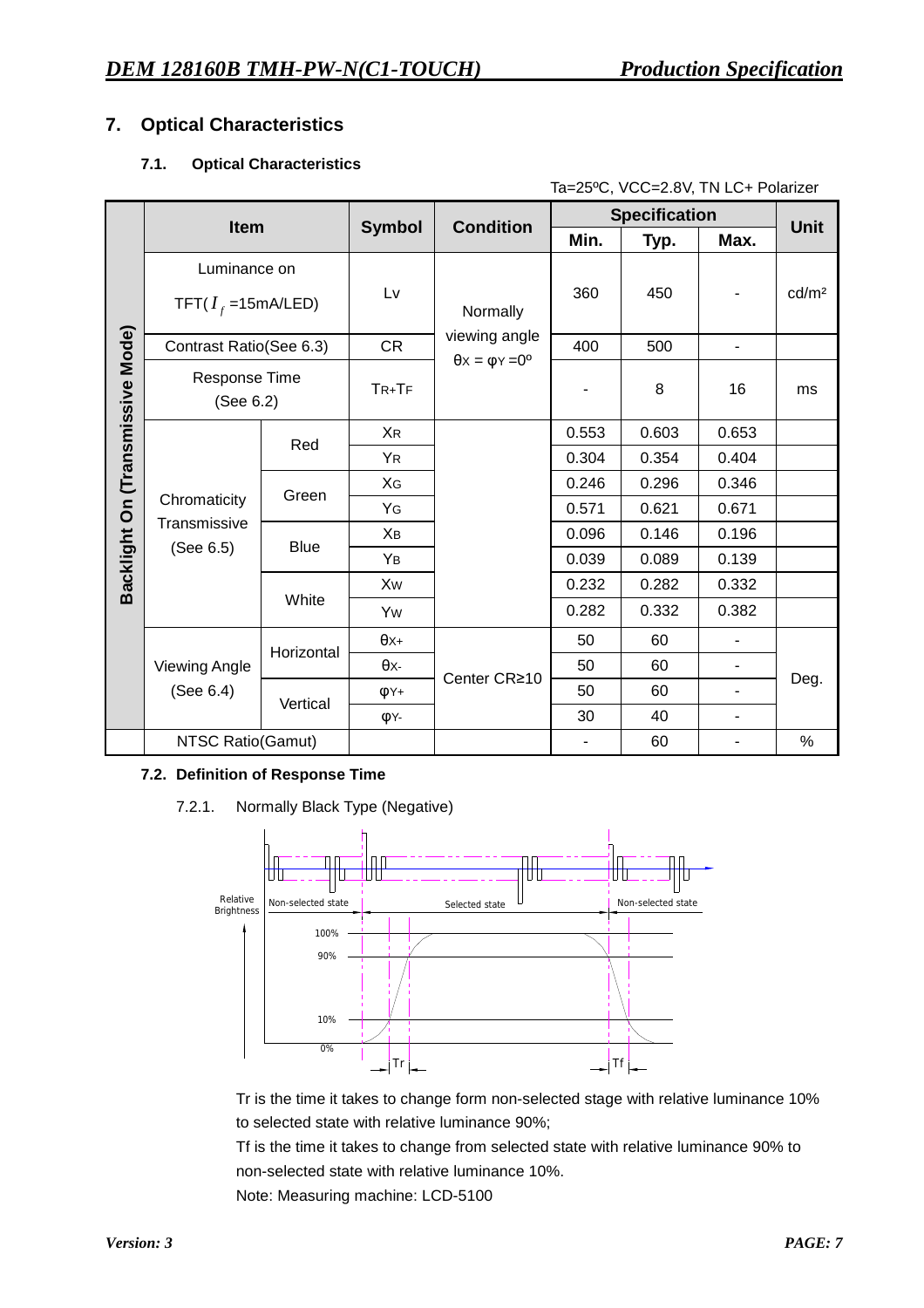## 7. Optical Characteristics

### 7.1. Optical Characteristics

Ta=25ºC, VCC=2.8V, TN LC+ Polarizer

| | Item | | Symbol | Condition | Specification | | | Unit |
|---|---|---|---|---|---|---|---|---|
| | | | | | Min. | Typ. | Max. | |
| Backlight On (Transmissive Mode) | Luminance on TFT($I_f$=15mA/LED) | | Lv | Normally viewing angle $\theta_X = \varphi_Y = 0^o$ | 360 | 450 | - | cd/m² |
| | Contrast Ratio(See 6.3) | | CR | | 400 | 500 | - | |
| | Response Time (See 6.2) | | $T_R+T_F$ | | - | 8 | 16 | ms |
| | Chromaticity Transmissive (See 6.5) | Red | $X_R$ | | 0.553 | 0.603 | 0.653 | |
| | | | $Y_R$ | | 0.304 | 0.354 | 0.404 | |
| | | Green | $X_G$ | | 0.246 | 0.296 | 0.346 | |
| | | | $Y_G$ | | 0.571 | 0.621 | 0.671 | |
| | | Blue | $X_B$ | | 0.096 | 0.146 | 0.196 | |
| | | | $Y_B$ | | 0.039 | 0.089 | 0.139 | |
| | | White | $X_W$ | | 0.232 | 0.282 | 0.332 | |
| | | | $Y_W$ | | 0.282 | 0.332 | 0.382 | |
| | Viewing Angle (See 6.4) | Horizontal | $\theta_{X+}$ | Center CR≥10 | 50 | 60 | - | Deg. |
| | | | $\theta_{X-}$ | | 50 | 60 | - | |
| | | Vertical | $\varphi_{Y+}$ | | 50 | 60 | - | |
| | | | $\varphi_{Y-}$ | | 30 | 40 | - | |
| | NTSC Ratio(Gamut) | | | | - | 60 | - | % |

### 7.2. Definition of Response Time

7.2.1. Normally Black Type (Negative)

Relative Brightness — Non-selected state / Selected state / Non-selected state — 100%, 90%, 10%, 0% — Tr, Tf

Tr is the time it takes to change form non-selected stage with relative luminance 10% to selected state with relative luminance 90%;

Tf is the time it takes to change from selected state with relative luminance 90% to non-selected state with relative luminance 10%.

Note: Measuring machine: LCD-5100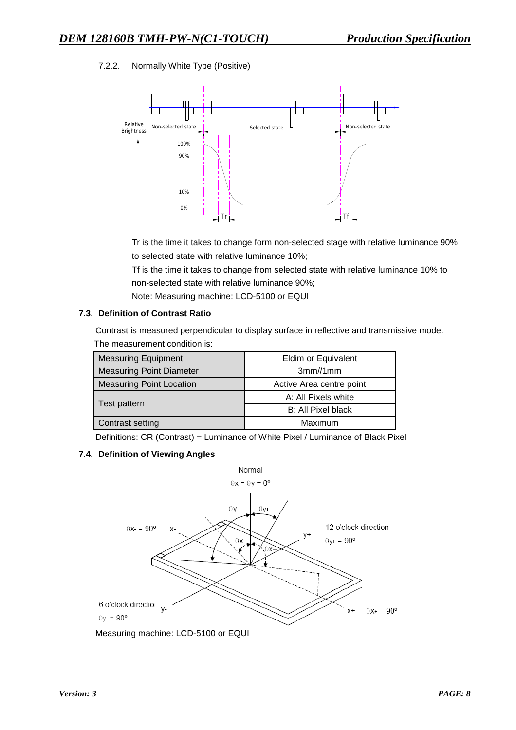7.2.2. Normally White Type (Positive)

Tr is the time it takes to change form non-selected stage with relative luminance 90% to selected state with relative luminance 10%;

Tf is the time it takes to change from selected state with relative luminance 10% to non-selected state with relative luminance 90%;

Note: Measuring machine: LCD-5100 or EQUI

### 7.3. Definition of Contrast Ratio

Contrast is measured perpendicular to display surface in reflective and transmissive mode.

The measurement condition is:

| Measuring Equipment | Eldim or Equivalent |
|---|---|
| Measuring Point Diameter | 3mm//1mm |
| Measuring Point Location | Active Area centre point |
| Test pattern | A: All Pixels white |
| | B: All Pixel black |
| Contrast setting | Maximum |

Definitions: CR (Contrast) = Luminance of White Pixel / Luminance of Black Pixel

### 7.4. Definition of Viewing Angles

Measuring machine: LCD-5100 or EQUI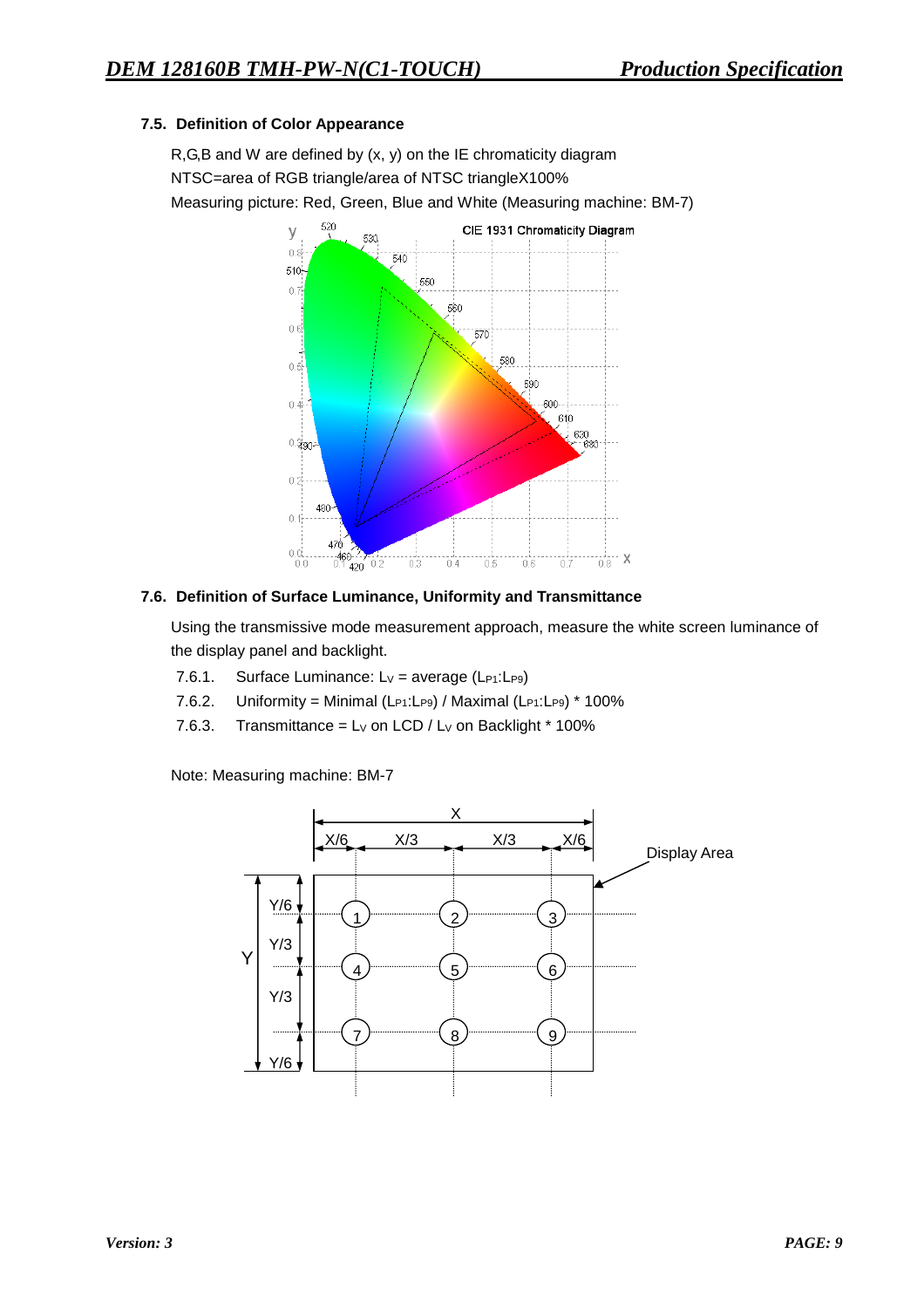### 7.5. Definition of Color Appearance

R,G,B and W are defined by (x, y) on the IE chromaticity diagram

NTSC=area of RGB triangle/area of NTSC triangleX100%

Measuring picture: Red, Green, Blue and White (Measuring machine: BM-7)

### 7.6. Definition of Surface Luminance, Uniformity and Transmittance

Using the transmissive mode measurement approach, measure the white screen luminance of the display panel and backlight.

7.6.1. Surface Luminance: $L_V$ = average ($L_{P1}$:$L_{P9}$)

7.6.2. Uniformity = Minimal ($L_{P1}$:$L_{P9}$) / Maximal ($L_{P1}$:$L_{P9}$) * 100%

7.6.3. Transmittance = $L_V$ on LCD / $L_V$ on Backlight * 100%

Note: Measuring machine: BM-7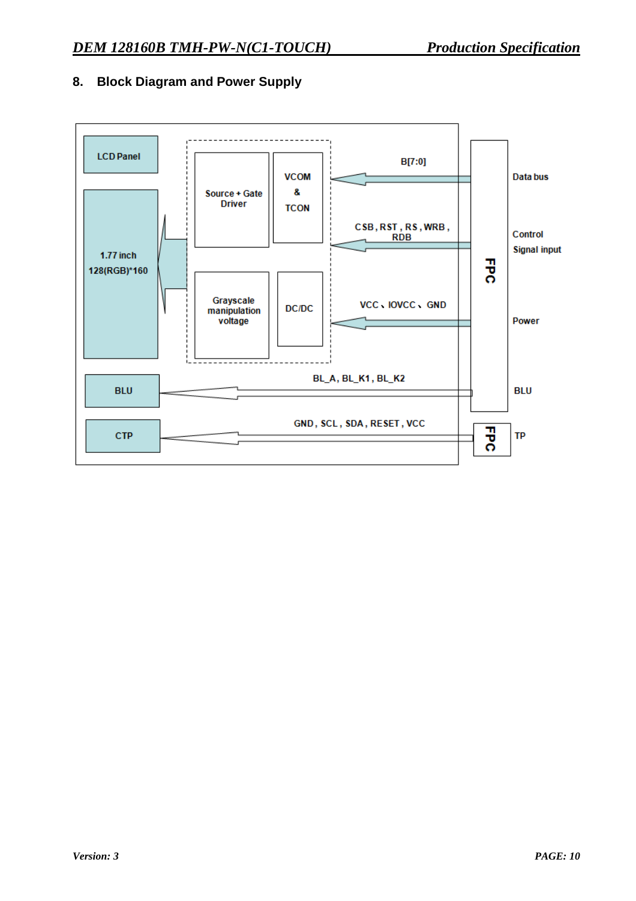## 8. Block Diagram and Power Supply

LCD Panel

1.77 inch
128(RGB)*160

Source + Gate Driver

VCOM & TCON

Grayscale manipulation voltage

DC/DC

B[7:0]

CSB , RST , RS , WRB , RDB

VCC 、IOVCC 、GND

BL_A, BL_K1 , BL_K2

GND , SCL , SDA , RESET , VCC

BLU

CTP

FPC

FPC

Data bus

Control Signal input

Power

BLU

TP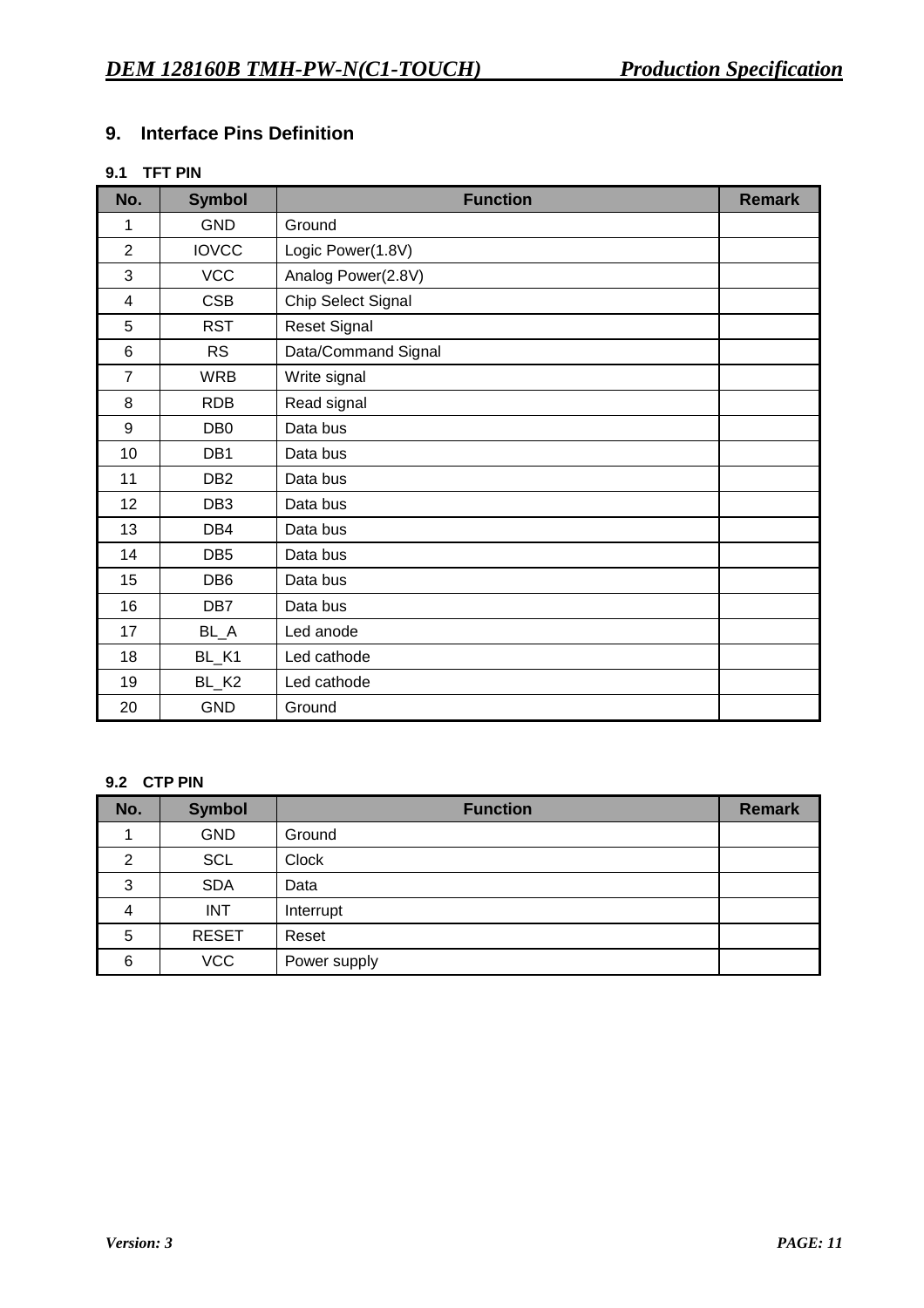## 9. Interface Pins Definition

### 9.1 TFT PIN

| No. | Symbol | Function | Remark |
|---|---|---|---|
| 1 | GND | Ground | |
| 2 | IOVCC | Logic Power(1.8V) | |
| 3 | VCC | Analog Power(2.8V) | |
| 4 | CSB | Chip Select Signal | |
| 5 | RST | Reset Signal | |
| 6 | RS | Data/Command Signal | |
| 7 | WRB | Write signal | |
| 8 | RDB | Read signal | |
| 9 | DB0 | Data bus | |
| 10 | DB1 | Data bus | |
| 11 | DB2 | Data bus | |
| 12 | DB3 | Data bus | |
| 13 | DB4 | Data bus | |
| 14 | DB5 | Data bus | |
| 15 | DB6 | Data bus | |
| 16 | DB7 | Data bus | |
| 17 | BL_A | Led anode | |
| 18 | BL_K1 | Led cathode | |
| 19 | BL_K2 | Led cathode | |
| 20 | GND | Ground | |

### 9.2 CTP PIN

| No. | Symbol | Function | Remark |
|---|---|---|---|
| 1 | GND | Ground | |
| 2 | SCL | Clock | |
| 3 | SDA | Data | |
| 4 | INT | Interrupt | |
| 5 | RESET | Reset | |
| 6 | VCC | Power supply | |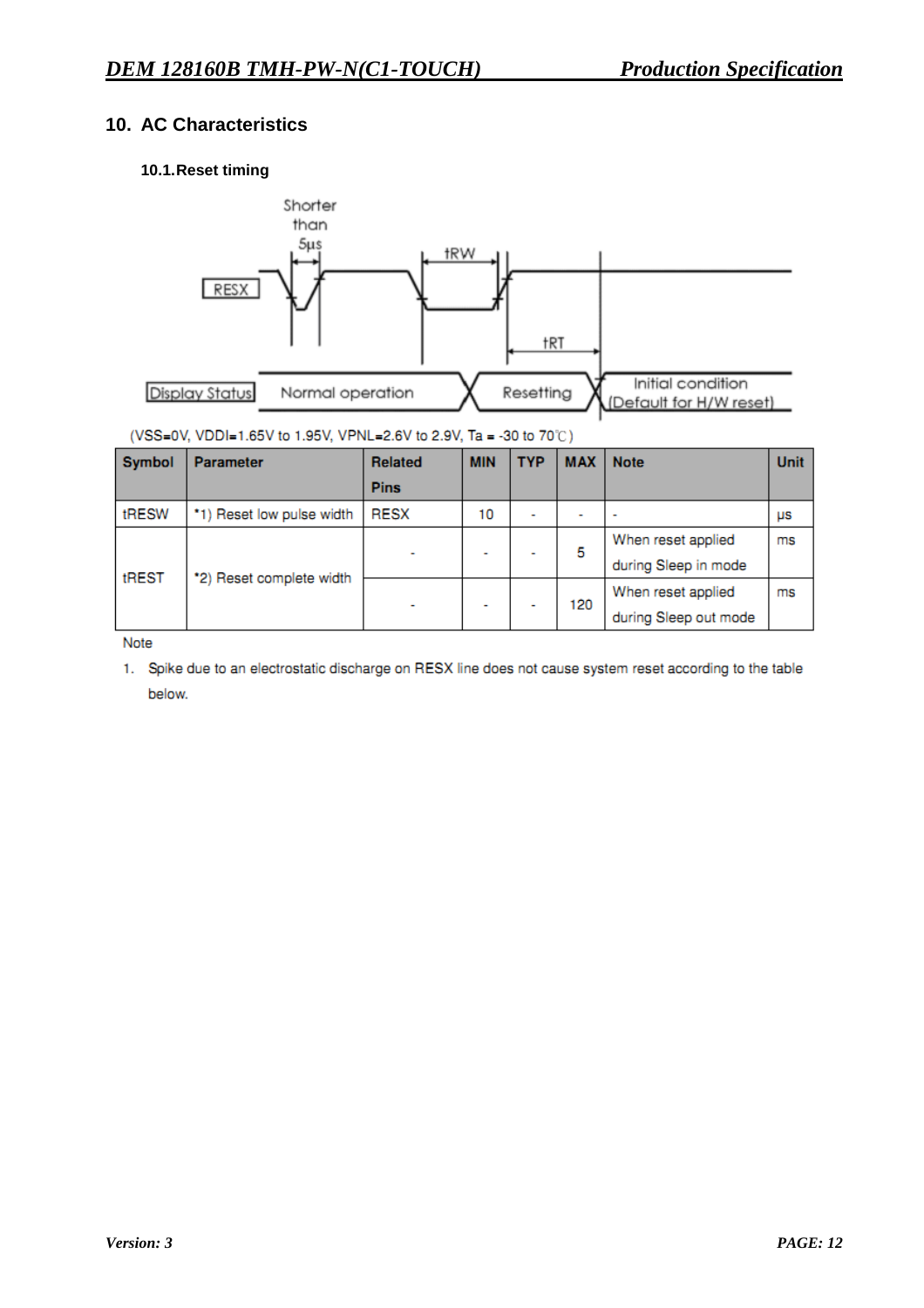## 10. AC Characteristics

### 10.1. Reset timing

(VSS=0V, VDDI=1.65V to 1.95V, VPNL=2.6V to 2.9V, Ta = -30 to 70℃)

| Symbol | Parameter | Related Pins | MIN | TYP | MAX | Note | Unit |
|---|---|---|---|---|---|---|---|
| tRESW | *1) Reset low pulse width | RESX | 10 | - | - | - | μs |
| tREST | *2) Reset complete width | - | - | - | 5 | When reset applied during Sleep in mode | ms |
| | | - | - | - | 120 | When reset applied during Sleep out mode | ms |

Note

1. Spike due to an electrostatic discharge on RESX line does not cause system reset according to the table below.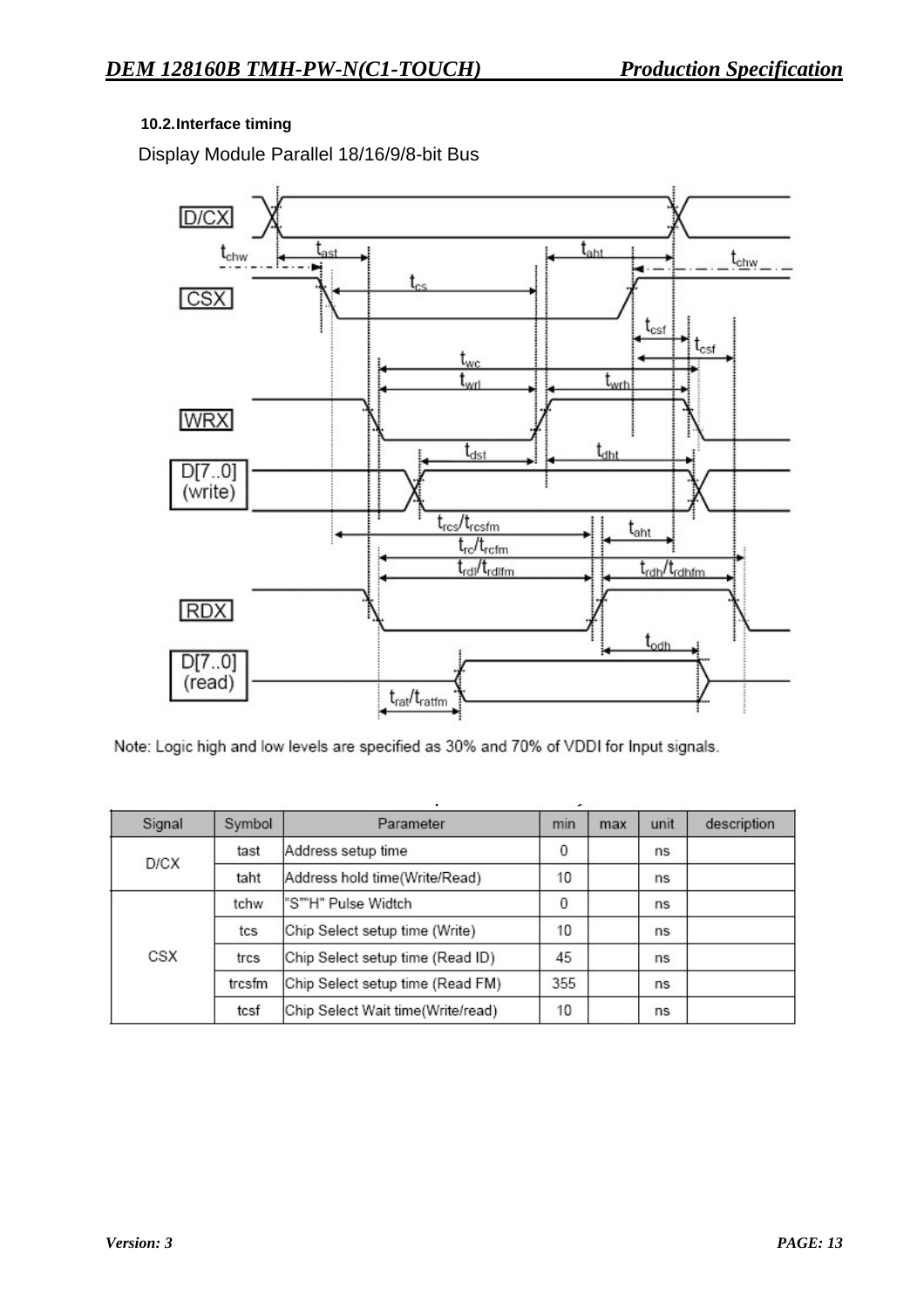**10.2.Interface timing**

Display Module Parallel 18/16/9/8-bit Bus

Note: Logic high and low levels are specified as 30% and 70% of VDDI for Input signals.

| Signal | Symbol | Parameter | min | max | unit | description |
|---|---|---|---|---|---|---|
| D/CX | tast | Address setup time | 0 | | ns | |
| | taht | Address hold time(Write/Read) | 10 | | ns | |
| CSX | tchw | "S""H" Pulse Widtch | 0 | | ns | |
| | tcs | Chip Select setup time (Write) | 10 | | ns | |
| | trcs | Chip Select setup time (Read ID) | 45 | | ns | |
| | trcsfm | Chip Select setup time (Read FM) | 355 | | ns | |
| | tcsf | Chip Select Wait time(Write/read) | 10 | | ns | |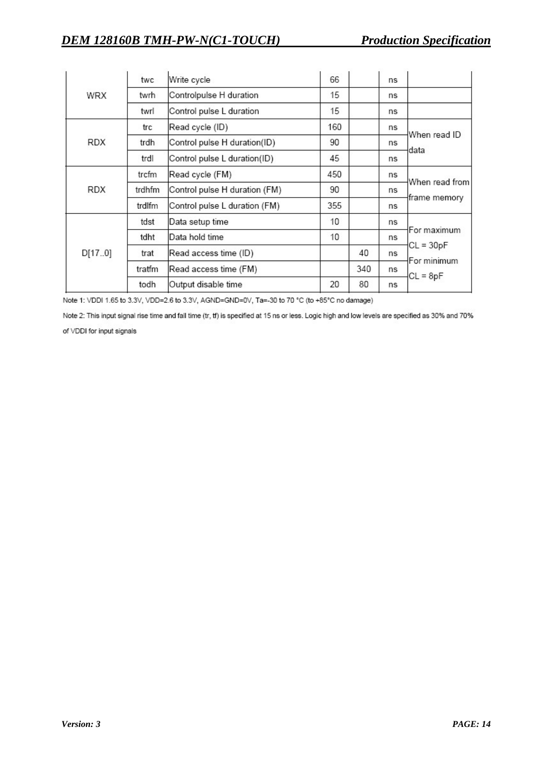| Signal | Symbol | Parameter | Min | Max | Unit | Description |
|---|---|---|---|---|---|---|
| WRX | twc | Write cycle | 66 | | ns | |
| | twrh | Controlpulse H duration | 15 | | ns | |
| | twrl | Control pulse L duration | 15 | | ns | |
| RDX | trc | Read cycle (ID) | 160 | | ns | When read ID data |
| | trdh | Control pulse H duration(ID) | 90 | | ns | |
| | trdl | Control pulse L duration(ID) | 45 | | ns | |
| RDX | trcfm | Read cycle (FM) | 450 | | ns | When read from frame memory |
| | trdhfm | Control pulse H duration (FM) | 90 | | ns | |
| | trdlfm | Control pulse L duration (FM) | 355 | | ns | |
| D[17..0] | tdst | Data setup time | 10 | | ns | For maximum CL = 30pF For minimum CL = 8pF |
| | tdht | Data hold time | 10 | | ns | |
| | trat | Read access time (ID) | | 40 | ns | |
| | tratfm | Read access time (FM) | | 340 | ns | |
| | todh | Output disable time | 20 | 80 | ns | |

Note 1: VDDI 1.65 to 3.3V, VDD=2.6 to 3.3V, AGND=GND=0V, Ta=-30 to 70 °C (to +85°C no damage)

Note 2: This input signal rise time and fall time (tr, tf) is specified at 15 ns or less. Logic high and low levels are specified as 30% and 70% of VDDI for input signals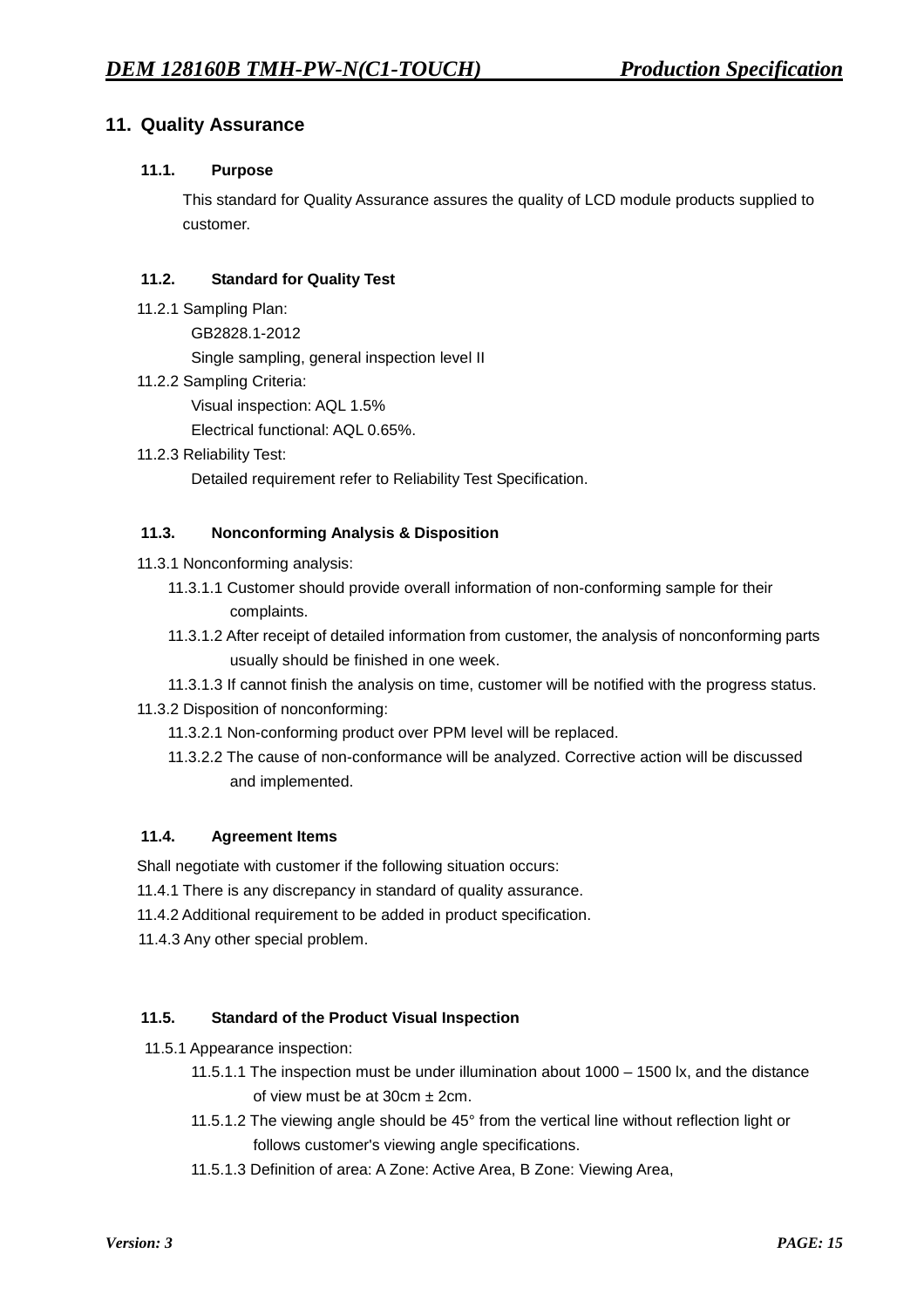## 11. Quality Assurance

### 11.1. Purpose

This standard for Quality Assurance assures the quality of LCD module products supplied to customer.

### 11.2. Standard for Quality Test

11.2.1 Sampling Plan:

GB2828.1-2012

Single sampling, general inspection level II

11.2.2 Sampling Criteria:

Visual inspection: AQL 1.5%

Electrical functional: AQL 0.65%.

11.2.3 Reliability Test:

Detailed requirement refer to Reliability Test Specification.

### 11.3. Nonconforming Analysis & Disposition

11.3.1 Nonconforming analysis:

11.3.1.1 Customer should provide overall information of non-conforming sample for their complaints.

11.3.1.2 After receipt of detailed information from customer, the analysis of nonconforming parts usually should be finished in one week.

11.3.1.3 If cannot finish the analysis on time, customer will be notified with the progress status.

11.3.2 Disposition of nonconforming:

11.3.2.1 Non-conforming product over PPM level will be replaced.

11.3.2.2 The cause of non-conformance will be analyzed. Corrective action will be discussed and implemented.

### 11.4. Agreement Items

Shall negotiate with customer if the following situation occurs:

11.4.1 There is any discrepancy in standard of quality assurance.

11.4.2 Additional requirement to be added in product specification.

11.4.3 Any other special problem.

### 11.5. Standard of the Product Visual Inspection

11.5.1 Appearance inspection:

11.5.1.1 The inspection must be under illumination about 1000 – 1500 lx, and the distance of view must be at 30cm ± 2cm.

11.5.1.2 The viewing angle should be 45° from the vertical line without reflection light or follows customer's viewing angle specifications.

11.5.1.3 Definition of area: A Zone: Active Area, B Zone: Viewing Area,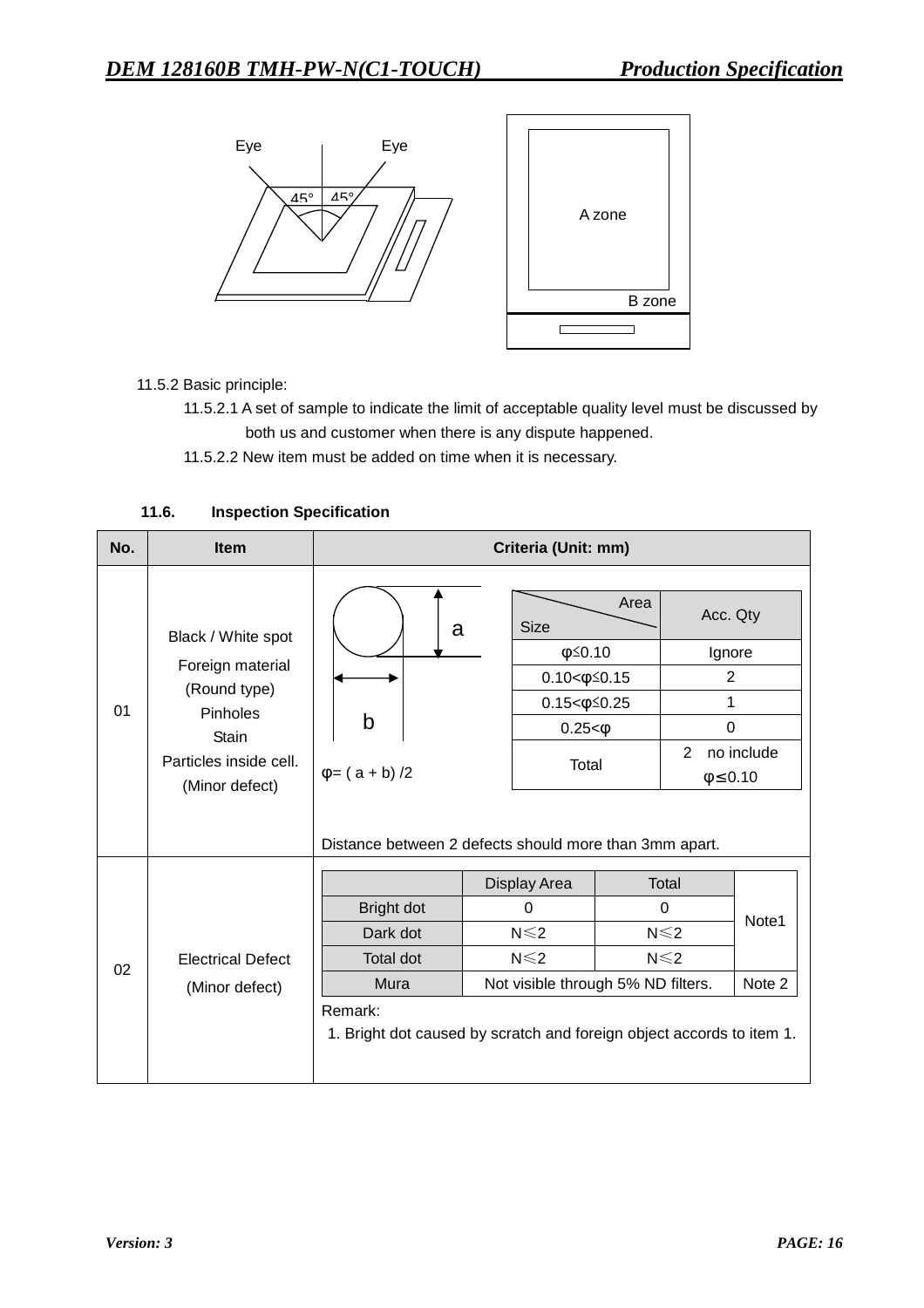Eye Eye 45° 45°

A zone

B zone

11.5.2 Basic principle:

11.5.2.1 A set of sample to indicate the limit of acceptable quality level must be discussed by both us and customer when there is any dispute happened.

11.5.2.2 New item must be added on time when it is necessary.

**11.6. Inspection Specification**

| No. | Item | Criteria (Unit: mm) |
|---|---|---|
| 01 | Black / White spot<br>Foreign material (Round type)<br>Pinholes<br>Stain<br>Particles inside cell.<br>(Minor defect) | a, b<br>φ= ( a + b) /2<br><br>\| Area / Size \| Acc. Qty \|<br>\| φ≦0.10 \| Ignore \|<br>\| 0.10<φ≦0.15 \| 2 \|<br>\| 0.15<φ≦0.25 \| 1 \|<br>\| 0.25<φ \| 0 \|<br>\| Total \| 2 no include φ≤0.10 \|<br><br>Distance between 2 defects should more than 3mm apart. |
| 02 | Electrical Defect<br>(Minor defect) | \| \| Display Area \| Total \| \|<br>\| Bright dot \| 0 \| 0 \| Note1 \|<br>\| Dark dot \| N≦2 \| N≦2 \| Note1 \|<br>\| Total dot \| N≦2 \| N≦2 \| Note1 \|<br>\| Mura \| Not visible through 5% ND filters. \| \| Note 2 \|<br><br>Remark:<br>1. Bright dot caused by scratch and foreign object accords to item 1. |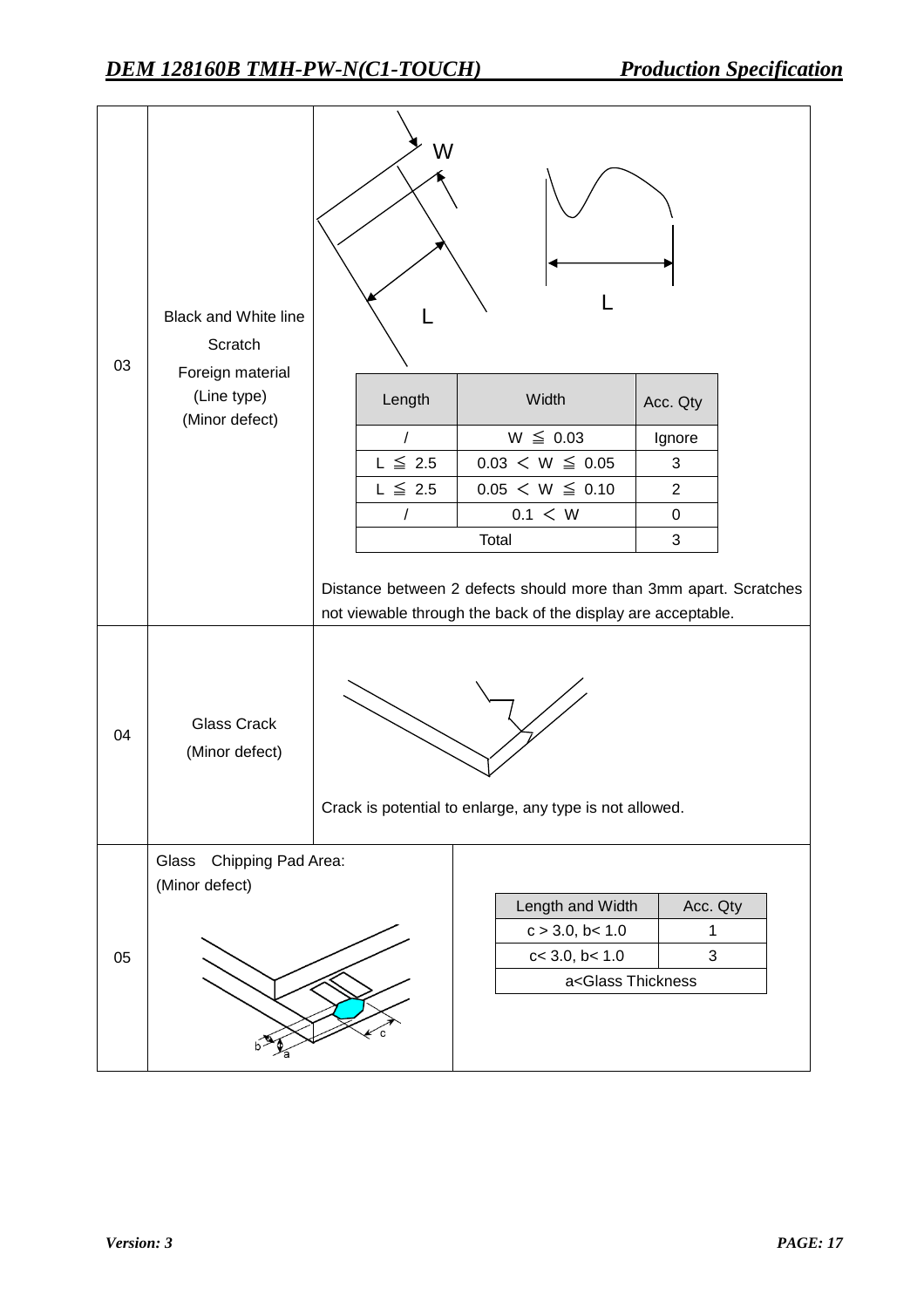| No. | Item | Criteria |
|---|---|---|
| 03 | Black and White line<br>Scratch<br>Foreign material<br>(Line type)<br>(Minor defect) | W<br>L<br>L |

| Length | Width | Acc. Qty |
|---|---|---|
| / | W ≦ 0.03 | Ignore |
| L ≦ 2.5 | 0.03 ＜ W ≦ 0.05 | 3 |
| L ≦ 2.5 | 0.05 ＜ W ≦ 0.10 | 2 |
| / | 0.1 ＜ W | 0 |
| Total | | 3 |

Distance between 2 defects should more than 3mm apart. Scratches not viewable through the back of the display are acceptable.

| No. | Item | Criteria |
|---|---|---|
| 04 | Glass Crack<br>(Minor defect) | Crack is potential to enlarge, any type is not allowed. |

**05** Glass Chipping Pad Area:
(Minor defect)

b a c

| Length and Width | Acc. Qty |
|---|---|
| c > 3.0, b< 1.0 | 1 |
| c< 3.0, b< 1.0 | 3 |
| a<Glass Thickness | |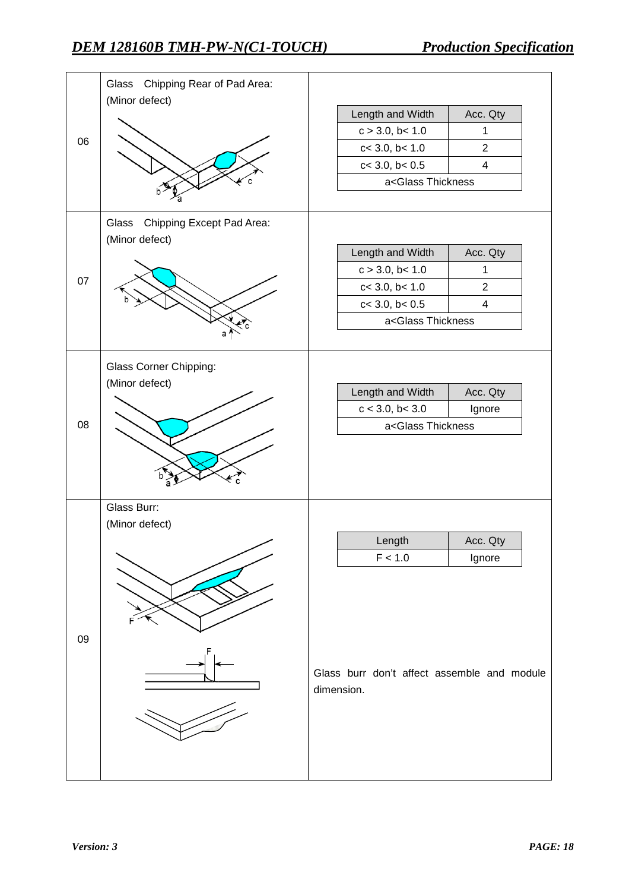| No. | Item | Criteria |
|---|---|---|
| 06 | Glass Chipping Rear of Pad Area: (Minor defect) | Length and Width / Acc. Qty: c > 3.0, b< 1.0 → 1; c< 3.0, b< 1.0 → 2; c< 3.0, b< 0.5 → 4; a<Glass Thickness |
| 07 | Glass Chipping Except Pad Area: (Minor defect) | Length and Width / Acc. Qty: c > 3.0, b< 1.0 → 1; c< 3.0, b< 1.0 → 2; c< 3.0, b< 0.5 → 4; a<Glass Thickness |
| 08 | Glass Corner Chipping: (Minor defect) | Length and Width / Acc. Qty: c < 3.0, b< 3.0 → Ignore; a<Glass Thickness |
| 09 | Glass Burr: (Minor defect) | Length / Acc. Qty: F < 1.0 → Ignore. Glass burr don't affect assemble and module dimension. |

**06 – Glass Chipping Rear of Pad Area (Minor defect)**

| Length and Width | Acc. Qty |
|---|---|
| c > 3.0, b< 1.0 | 1 |
| c< 3.0, b< 1.0 | 2 |
| c< 3.0, b< 0.5 | 4 |
| a<Glass Thickness | |

**07 – Glass Chipping Except Pad Area (Minor defect)**

| Length and Width | Acc. Qty |
|---|---|
| c > 3.0, b< 1.0 | 1 |
| c< 3.0, b< 1.0 | 2 |
| c< 3.0, b< 0.5 | 4 |
| a<Glass Thickness | |

**08 – Glass Corner Chipping (Minor defect)**

| Length and Width | Acc. Qty |
|---|---|
| c < 3.0, b< 3.0 | Ignore |
| a<Glass Thickness | |

**09 – Glass Burr (Minor defect)**

| Length | Acc. Qty |
|---|---|
| F < 1.0 | Ignore |

Glass burr don't affect assemble and module dimension.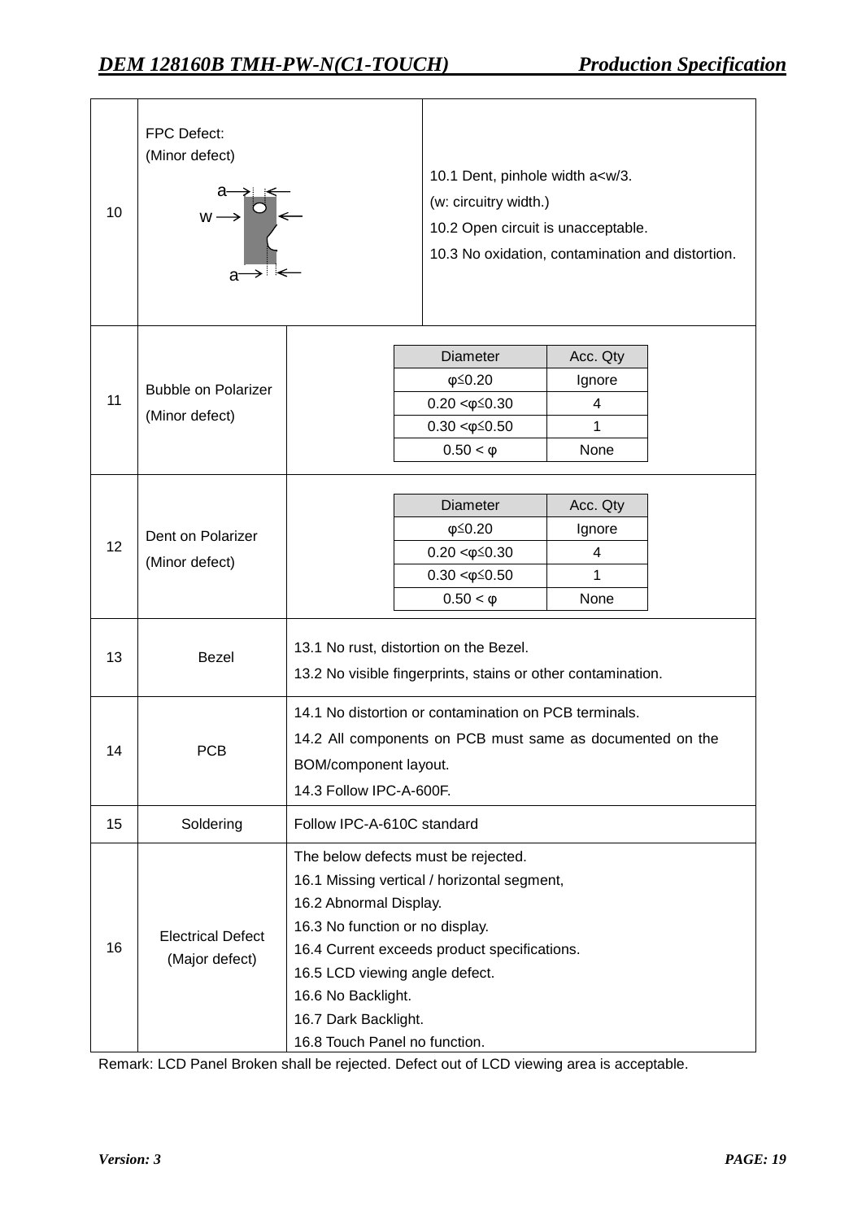| | | |
|---|---|---|
| 10 | FPC Defect:<br>(Minor defect)<br>a→ ←<br>w → ←<br>a→ ← | 10.1 Dent, pinhole width a<w/3.<br>(w: circuitry width.)<br>10.2 Open circuit is unacceptable.<br>10.3 No oxidation, contamination and distortion. |
| 11 | Bubble on Polarizer<br>(Minor defect) | Diameter: φ≦0.20 — Acc. Qty: Ignore<br>Diameter: 0.20 <φ≦0.30 — Acc. Qty: 4<br>Diameter: 0.30 <φ≦0.50 — Acc. Qty: 1<br>Diameter: 0.50 < φ — Acc. Qty: None |
| 12 | Dent on Polarizer<br>(Minor defect) | Diameter: φ≦0.20 — Acc. Qty: Ignore<br>Diameter: 0.20 <φ≦0.30 — Acc. Qty: 4<br>Diameter: 0.30 <φ≦0.50 — Acc. Qty: 1<br>Diameter: 0.50 < φ — Acc. Qty: None |
| 13 | Bezel | 13.1 No rust, distortion on the Bezel.<br>13.2 No visible fingerprints, stains or other contamination. |
| 14 | PCB | 14.1 No distortion or contamination on PCB terminals.<br>14.2 All components on PCB must same as documented on the BOM/component layout.<br>14.3 Follow IPC-A-600F. |
| 15 | Soldering | Follow IPC-A-610C standard |
| 16 | Electrical Defect<br>(Major defect) | The below defects must be rejected.<br>16.1 Missing vertical / horizontal segment,<br>16.2 Abnormal Display.<br>16.3 No function or no display.<br>16.4 Current exceeds product specifications.<br>16.5 LCD viewing angle defect.<br>16.6 No Backlight.<br>16.7 Dark Backlight.<br>16.8 Touch Panel no function. |

Bubble on Polarizer (Minor defect):

| Diameter | Acc. Qty |
|---|---|
| φ≦0.20 | Ignore |
| 0.20 <φ≦0.30 | 4 |
| 0.30 <φ≦0.50 | 1 |
| 0.50 < φ | None |

Dent on Polarizer (Minor defect):

| Diameter | Acc. Qty |
|---|---|
| φ≦0.20 | Ignore |
| 0.20 <φ≦0.30 | 4 |
| 0.30 <φ≦0.50 | 1 |
| 0.50 < φ | None |

Remark: LCD Panel Broken shall be rejected. Defect out of LCD viewing area is acceptable.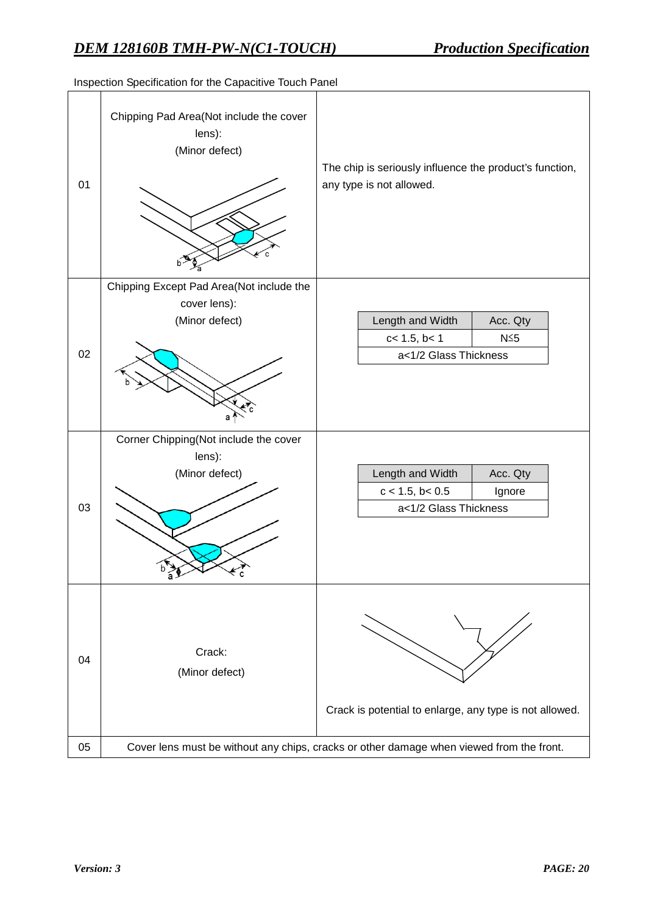Inspection Specification for the Capacitive Touch Panel

| No. | Item | Criteria |
|---|---|---|
| 01 | Chipping Pad Area(Not include the cover lens): (Minor defect) | The chip is seriously influence the product's function, any type is not allowed. |
| 02 | Chipping Except Pad Area(Not include the cover lens): (Minor defect) | Length and Width: c< 1.5, b< 1 — Acc. Qty: N≤5; a<1/2 Glass Thickness |
| 03 | Corner Chipping(Not include the cover lens): (Minor defect) | Length and Width: c < 1.5, b< 0.5 — Acc. Qty: Ignore; a<1/2 Glass Thickness |
| 04 | Crack: (Minor defect) | Crack is potential to enlarge, any type is not allowed. |
| 05 | Cover lens must be without any chips, cracks or other damage when viewed from the front. | |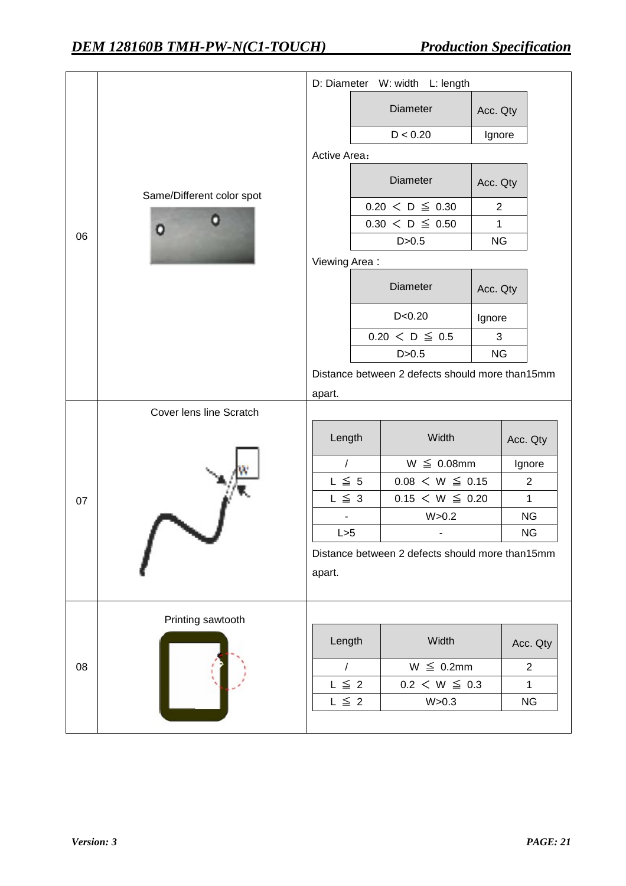| No. | Item | Criteria |
|---|---|---|
| 06 | Same/Different color spot | D: Diameter W: width L: length<br><br>Diameter \| Acc. Qty<br>D < 0.20 \| Ignore<br><br>Active Area：<br>Diameter \| Acc. Qty<br>0.20 ＜ D ≦ 0.30 \| 2<br>0.30 ＜ D ≦ 0.50 \| 1<br>D>0.5 \| NG<br><br>Viewing Area :<br>Diameter \| Acc. Qty<br>D<0.20 \| Ignore<br>0.20 ＜ D ≦ 0.5 \| 3<br>D>0.5 \| NG<br><br>Distance between 2 defects should more than15mm apart. |
| 07 | Cover lens line Scratch | Length \| Width \| Acc. Qty<br>/ \| W ≦ 0.08mm \| Ignore<br>L ≦ 5 \| 0.08 ＜ W ≦ 0.15 \| 2<br>L ≦ 3 \| 0.15 ＜ W ≦ 0.20 \| 1<br>- \| W>0.2 \| NG<br>L>5 \| - \| NG<br><br>Distance between 2 defects should more than15mm apart. |
| 08 | Printing sawtooth | Length \| Width \| Acc. Qty<br>/ \| W ≦ 0.2mm \| 2<br>L ≦ 2 \| 0.2 ＜ W ≦ 0.3 \| 1<br>L ≦ 2 \| W>0.3 \| NG |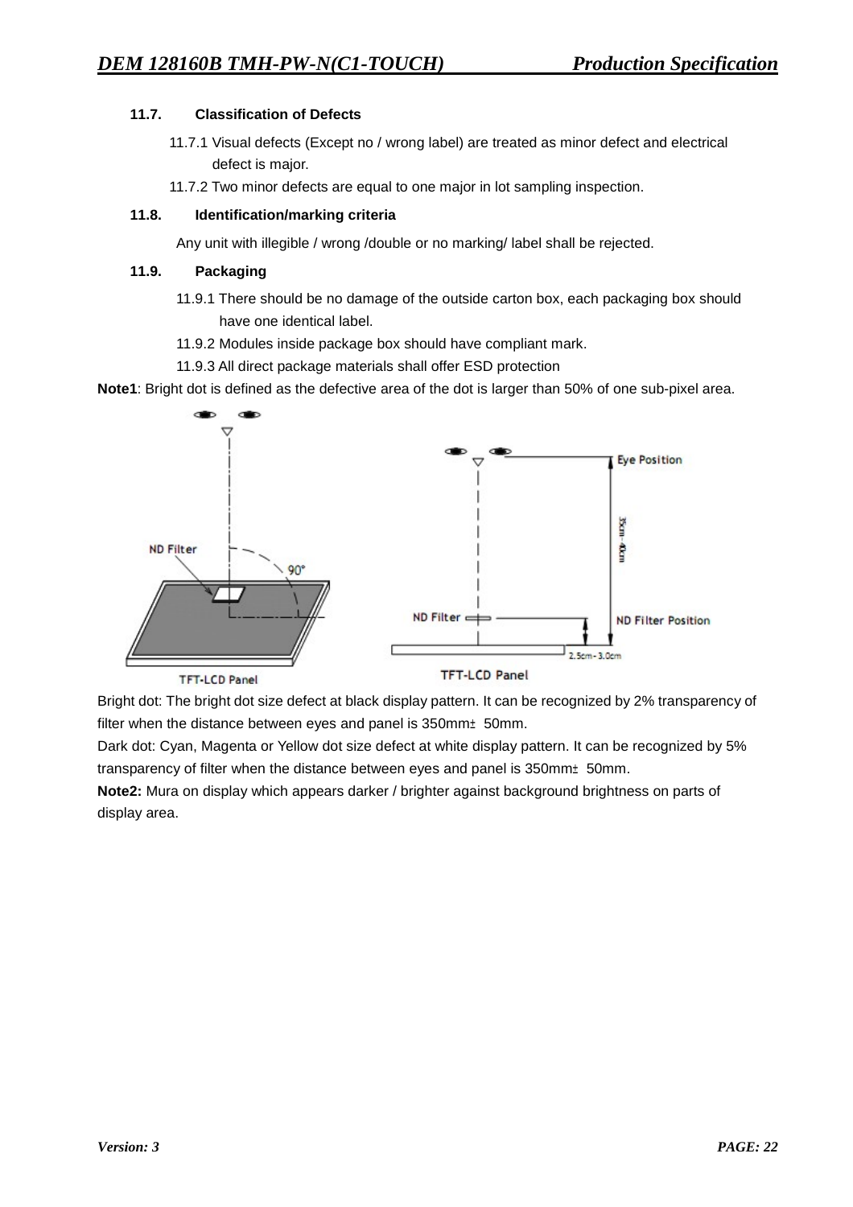### 11.7. Classification of Defects

11.7.1 Visual defects (Except no / wrong label) are treated as minor defect and electrical defect is major.

11.7.2 Two minor defects are equal to one major in lot sampling inspection.

### 11.8. Identification/marking criteria

Any unit with illegible / wrong /double or no marking/ label shall be rejected.

### 11.9. Packaging

11.9.1 There should be no damage of the outside carton box, each packaging box should have one identical label.

11.9.2 Modules inside package box should have compliant mark.

11.9.3 All direct package materials shall offer ESD protection

**Note1**: Bright dot is defined as the defective area of the dot is larger than 50% of one sub-pixel area.

Bright dot: The bright dot size defect at black display pattern. It can be recognized by 2% transparency of filter when the distance between eyes and panel is 350mm± 50mm.

Dark dot: Cyan, Magenta or Yellow dot size defect at white display pattern. It can be recognized by 5% transparency of filter when the distance between eyes and panel is 350mm± 50mm.

**Note2:** Mura on display which appears darker / brighter against background brightness on parts of display area.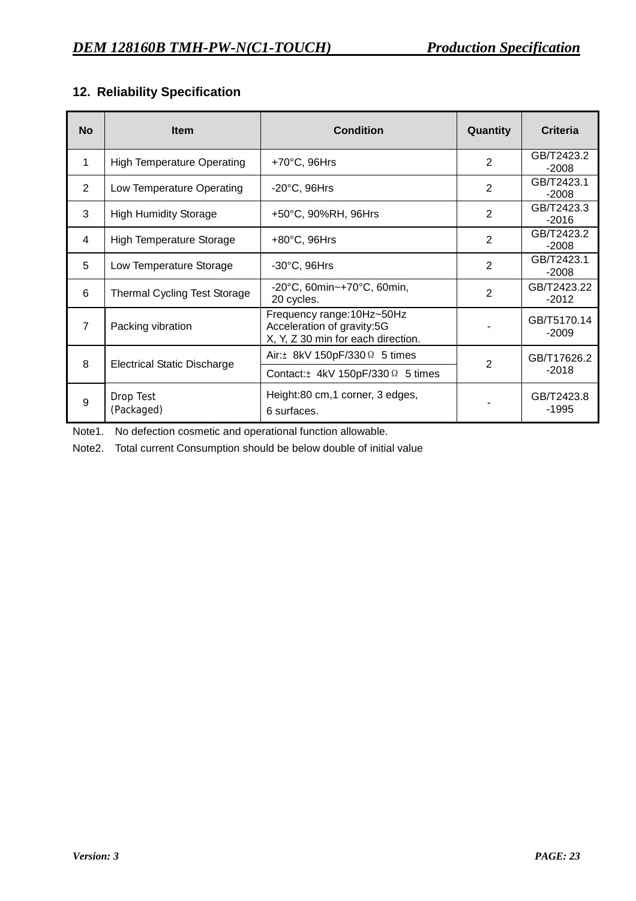## 12. Reliability Specification

| No | Item | Condition | Quantity | Criteria |
|---|---|---|---|---|
| 1 | High Temperature Operating | +70°C, 96Hrs | 2 | GB/T2423.2-2008 |
| 2 | Low Temperature Operating | -20°C, 96Hrs | 2 | GB/T2423.1-2008 |
| 3 | High Humidity Storage | +50°C, 90%RH, 96Hrs | 2 | GB/T2423.3-2016 |
| 4 | High Temperature Storage | +80°C, 96Hrs | 2 | GB/T2423.2-2008 |
| 5 | Low Temperature Storage | -30°C, 96Hrs | 2 | GB/T2423.1-2008 |
| 6 | Thermal Cycling Test Storage | -20°C, 60min~+70°C, 60min, 20 cycles. | 2 | GB/T2423.22-2012 |
| 7 | Packing vibration | Frequency range:10Hz~50Hz<br>Acceleration of gravity:5G<br>X, Y, Z 30 min for each direction. | - | GB/T5170.14-2009 |
| 8 | Electrical Static Discharge | Air:± 8kV 150pF/330Ω 5 times<br>Contact:± 4kV 150pF/330Ω 5 times | 2 | GB/T17626.2-2018 |
| 9 | Drop Test (Packaged) | Height:80 cm,1 corner, 3 edges, 6 surfaces. | - | GB/T2423.8-1995 |

Note1. No defection cosmetic and operational function allowable.

Note2. Total current Consumption should be below double of initial value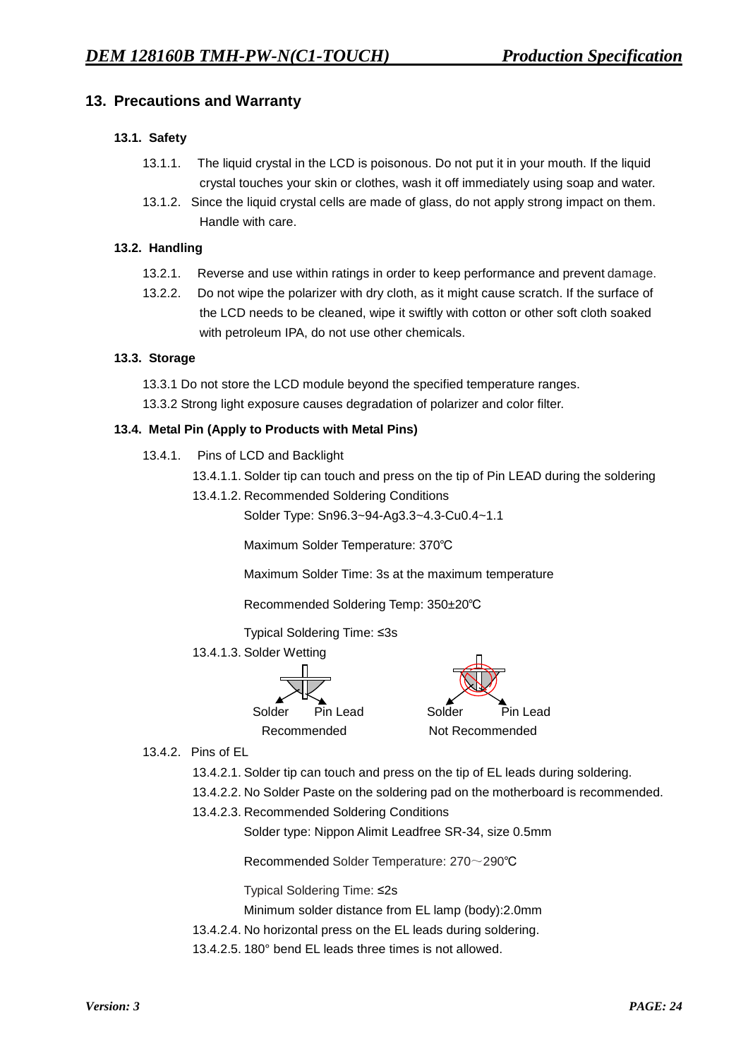## 13. Precautions and Warranty

### 13.1. Safety

13.1.1. The liquid crystal in the LCD is poisonous. Do not put it in your mouth. If the liquid crystal touches your skin or clothes, wash it off immediately using soap and water.

13.1.2. Since the liquid crystal cells are made of glass, do not apply strong impact on them. Handle with care.

### 13.2. Handling

13.2.1. Reverse and use within ratings in order to keep performance and prevent damage.

13.2.2. Do not wipe the polarizer with dry cloth, as it might cause scratch. If the surface of the LCD needs to be cleaned, wipe it swiftly with cotton or other soft cloth soaked with petroleum IPA, do not use other chemicals.

### 13.3. Storage

13.3.1 Do not store the LCD module beyond the specified temperature ranges.

13.3.2 Strong light exposure causes degradation of polarizer and color filter.

### 13.4. Metal Pin (Apply to Products with Metal Pins)

13.4.1. Pins of LCD and Backlight

13.4.1.1. Solder tip can touch and press on the tip of Pin LEAD during the soldering

13.4.1.2. Recommended Soldering Conditions

Solder Type: Sn96.3~94-Ag3.3~4.3-Cu0.4~1.1

Maximum Solder Temperature: 370℃

Maximum Solder Time: 3s at the maximum temperature

Recommended Soldering Temp: 350±20℃

Typical Soldering Time: ≤3s

13.4.1.3. Solder Wetting

Solder Pin Lead — Recommended

Solder Pin Lead — Not Recommended

13.4.2. Pins of EL

13.4.2.1. Solder tip can touch and press on the tip of EL leads during soldering.

13.4.2.2. No Solder Paste on the soldering pad on the motherboard is recommended.

13.4.2.3. Recommended Soldering Conditions

Solder type: Nippon Alimit Leadfree SR-34, size 0.5mm

Recommended Solder Temperature: 270～290℃

Typical Soldering Time: ≤2s

Minimum solder distance from EL lamp (body):2.0mm

13.4.2.4. No horizontal press on the EL leads during soldering.

13.4.2.5. 180° bend EL leads three times is not allowed.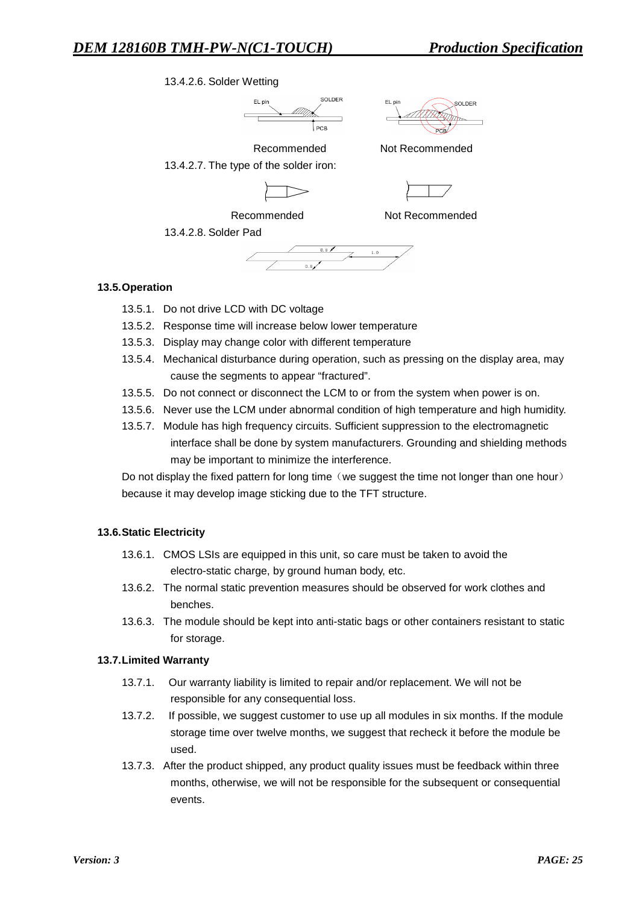13.4.2.6. Solder Wetting

Recommended Not Recommended

13.4.2.7. The type of the solder iron:

Recommended Not Recommended

13.4.2.8. Solder Pad

### 13.5. Operation

- 13.5.1. Do not drive LCD with DC voltage
- 13.5.2. Response time will increase below lower temperature
- 13.5.3. Display may change color with different temperature
- 13.5.4. Mechanical disturbance during operation, such as pressing on the display area, may cause the segments to appear "fractured".
- 13.5.5. Do not connect or disconnect the LCM to or from the system when power is on.
- 13.5.6. Never use the LCM under abnormal condition of high temperature and high humidity.
- 13.5.7. Module has high frequency circuits. Sufficient suppression to the electromagnetic interface shall be done by system manufacturers. Grounding and shielding methods may be important to minimize the interference.

Do not display the fixed pattern for long time（we suggest the time not longer than one hour）because it may develop image sticking due to the TFT structure.

### 13.6. Static Electricity

- 13.6.1. CMOS LSIs are equipped in this unit, so care must be taken to avoid the electro-static charge, by ground human body, etc.
- 13.6.2. The normal static prevention measures should be observed for work clothes and benches.
- 13.6.3. The module should be kept into anti-static bags or other containers resistant to static for storage.

### 13.7. Limited Warranty

- 13.7.1. Our warranty liability is limited to repair and/or replacement. We will not be responsible for any consequential loss.
- 13.7.2. If possible, we suggest customer to use up all modules in six months. If the module storage time over twelve months, we suggest that recheck it before the module be used.
- 13.7.3. After the product shipped, any product quality issues must be feedback within three months, otherwise, we will not be responsible for the subsequent or consequential events.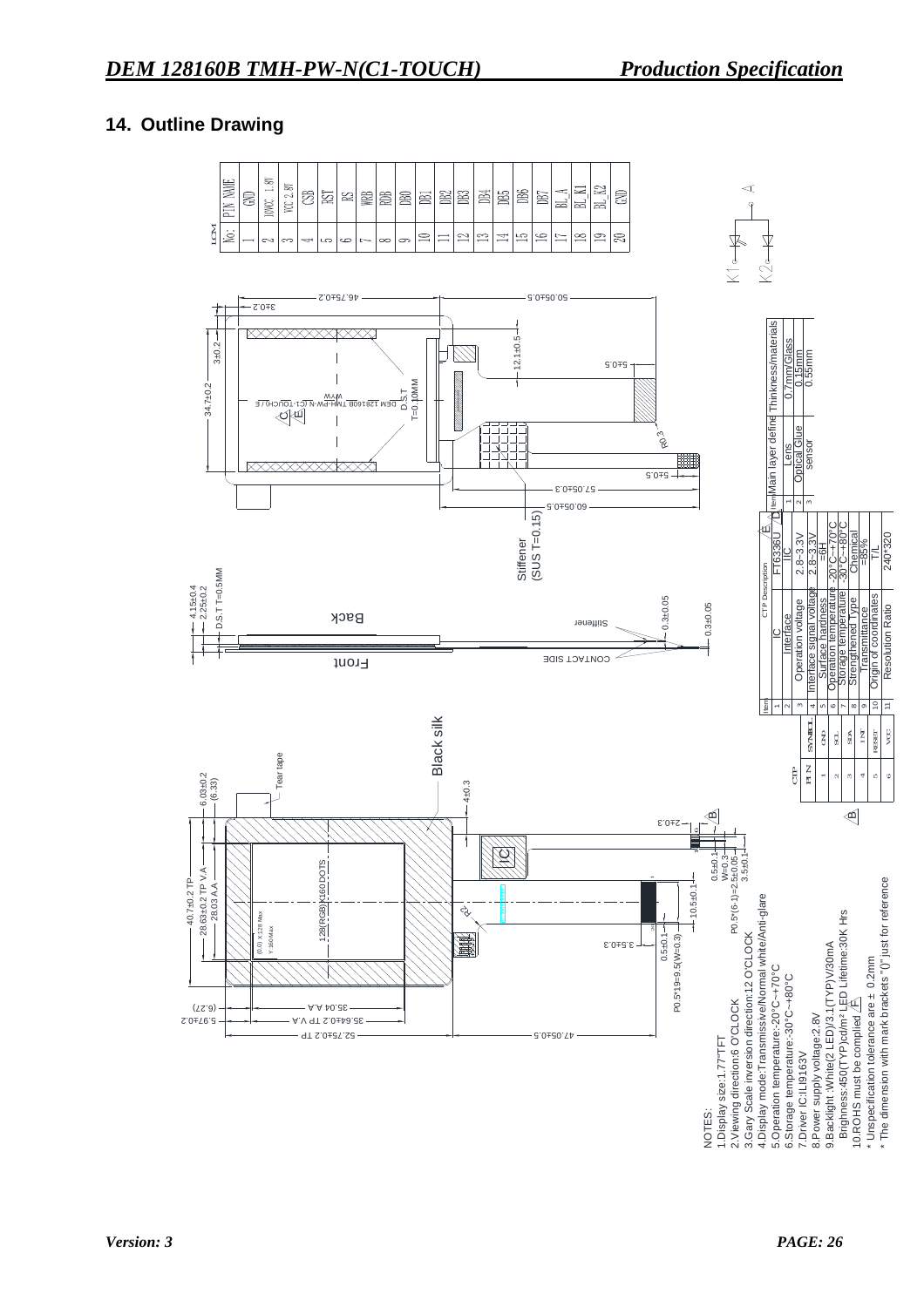## 14. Outline Drawing

**LCM**

| No. | PIN NAME |
|---|---|
| 1 | GND |
| 2 | IOVCC 1.8V |
| 3 | VCC 2.8V |
| 4 | CSB |
| 5 | RST |
| 6 | RS |
| 7 | WRB |
| 8 | RDB |
| 9 | DB0 |
| 10 | DB1 |
| 11 | DB2 |
| 12 | DB3 |
| 13 | DB4 |
| 14 | DB5 |
| 15 | DB6 |
| 16 | DB7 |
| 17 | BL_A |
| 18 | BL_K1 |
| 19 | BL_K2 |
| 20 | GND |

**CTP**

| PIN | SYMBOL |
|---|---|
| 1 | GND |
| 2 | SCL |
| 3 | SDA |
| 4 | INT |
| 5 | RESET |
| 6 | VCC |

**CTP Description**

| Item | | |
|---|---|---|
| 1 | IC | FT6336U |
| 2 | Interface | IIC |
| 3 | Operation voltage | 2.8~3.3V |
| 4 | Interface signal voltage | 2.8~3.3V |
| 5 | Surface hardness | ≥6H |
| 6 | Operation temperature | -20°C~+70°C |
| 7 | Storage temperature | -30°C~+80°C |
| 8 | Strengthened Type | Chemical |
| 9 | Transmittance | ≥85% |
| 10 | Origin of coordinates | T/L |
| 11 | Resolution Ratio | 240*320 |

| Item | Main layer define | Thinkness/materials |
|---|---|---|
| 1 | Lens | 0.7mm/Glass |
| 2 | Optical Glue | 0.15mm |
| 3 | sensor | 0.55mm |

NOTES:
1.Display size:1.77"TFT
2.Viewing direction:6 O'CLOCK
3.Gary Scale inversion direction:12 O'CLOCK
4.Display mode:Transmissive/Normal white/Anti-glare
5.Operation temperature:-20°C~+70°C
6.Storage temperature:-30°C~+80°C
7.Driver IC:ILI9163V
8.Power supply voltage:2.8V
9.Backlight:White(2 LED)/3.1(TYP)V/30mA
Brighness:450(TYP)cd/m² LED Lifetime:30K Hrs
10.ROHS must be complied
* Unspecification tolerance are ± 0.2mm
* The dimension with mark brackets "()" just for reference

Drawing labels:
DEM 128160B TMH-PW-N(C1-TOUCH)/E
W/W
D.S.T T=0.10MM
D.S.T T=0.5MM
Stiffener (SUS T=0.15)
Stiffener
Back
Front
CONTACT SIDE
Black silk
Tear tape
IC
128(RGB)X160 DOTS
(0,0) X:128 Max Y:160 Max
52.75±0.2 TP
35.64±0.2 TP V.A
35.04 A.A
5.97±0.2
(6.27)
40.7±0.2 TP
28.63±0.2 TP V.A
28.03 A.A
6.03±0.2 (6.33)
47.05±0.5
4±0.3
2±0.3
3.5±0.3
R2
0.5±0.1
W=0.3
P0.5*(6-1)=2.5±0.05
3.5±0.1
10.5±0.1
P0.5*19=9.5(W=0.3)
4.15±0.4
2.25±0.2
0.3±0.05
46.75±0.2
50.05±0.5
3±0.2
34.7±0.2
12.1±0.5
5±0.5
R0.3
57.05±0.3
60.05±0.5
K1
K2
A